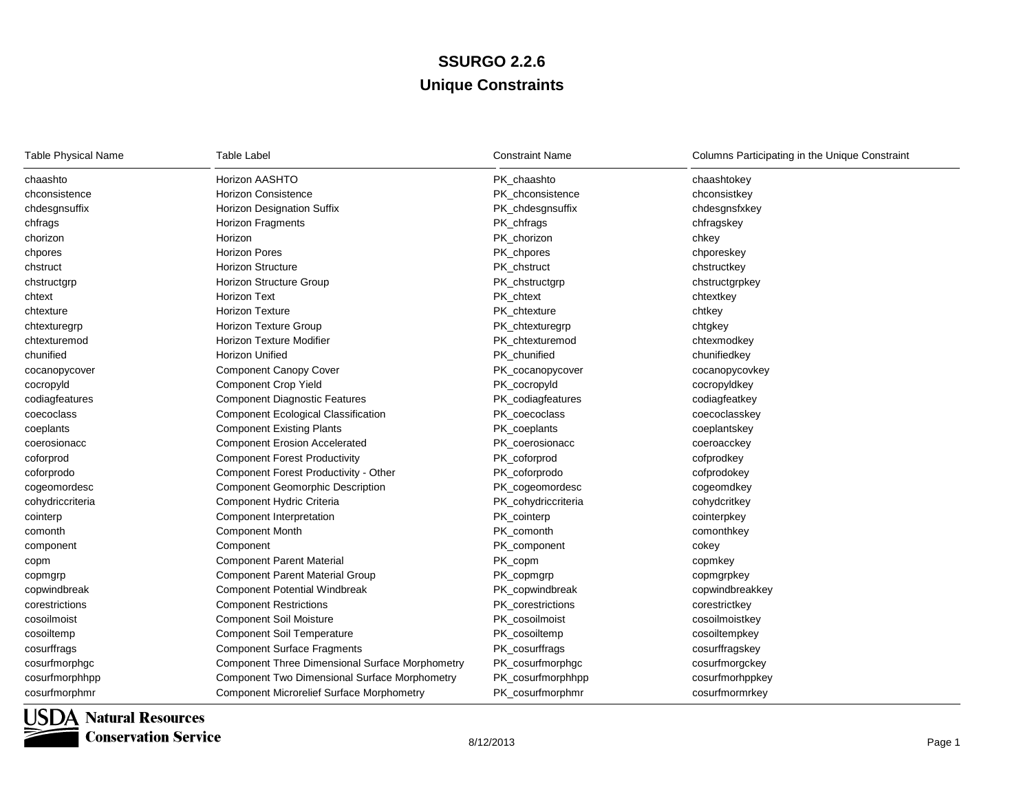# SSURGO 2.2.6

## Unique Constraints

| Table Physical Name | Table Label | Constraint Name | Columns Participating in the Unique Constraint |
|---|---|---|---|
| chaashto | Horizon AASHTO | PK_chaashto | chaashtokey |
| chconsistence | Horizon Consistence | PK_chconsistence | chconsistkey |
| chdesgnsuffix | Horizon Designation Suffix | PK_chdesgnsuffix | chdesgnsfxkey |
| chfrags | Horizon Fragments | PK_chfrags | chfragskey |
| chorizon | Horizon | PK_chorizon | chkey |
| chpores | Horizon Pores | PK_chpores | chporeskey |
| chstruct | Horizon Structure | PK_chstruct | chstructkey |
| chstructgrp | Horizon Structure Group | PK_chstructgrp | chstructgrpkey |
| chtext | Horizon Text | PK_chtext | chtextkey |
| chtexture | Horizon Texture | PK_chtexture | chtkey |
| chtexturegrp | Horizon Texture Group | PK_chtexturegrp | chtgkey |
| chtexturemod | Horizon Texture Modifier | PK_chtexturemod | chtexmodkey |
| chunified | Horizon Unified | PK_chunified | chunifiedkey |
| cocanopycover | Component Canopy Cover | PK_cocanopycover | cocanopycovkey |
| cocropyld | Component Crop Yield | PK_cocropyld | cocropyldkey |
| codiagfeatures | Component Diagnostic Features | PK_codiagfeatures | codiagfeatkey |
| coecoclass | Component Ecological Classification | PK_coecoclass | coecoclasskey |
| coeplants | Component Existing Plants | PK_coeplants | coeplantskey |
| coerosionacc | Component Erosion Accelerated | PK_coerosionacc | coeroacckey |
| coforprod | Component Forest Productivity | PK_coforprod | cofprodkey |
| coforprodo | Component Forest Productivity - Other | PK_coforprodo | cofprodokey |
| cogeomordesc | Component Geomorphic Description | PK_cogeomordesc | cogeomdkey |
| cohydriccriteria | Component Hydric Criteria | PK_cohydriccriteria | cohydcritkey |
| cointerp | Component Interpretation | PK_cointerp | cointerpkey |
| comonth | Component Month | PK_comonth | comonthkey |
| component | Component | PK_component | cokey |
| copm | Component Parent Material | PK_copm | copmkey |
| copmgrp | Component Parent Material Group | PK_copmgrp | copmgrpkey |
| copwindbreak | Component Potential Windbreak | PK_copwindbreak | copwindbreakkey |
| corestrictions | Component Restrictions | PK_corestrictions | corestrictkey |
| cosoilmoist | Component Soil Moisture | PK_cosoilmoist | cosoilmoistkey |
| cosoiltemp | Component Soil Temperature | PK_cosoiltemp | cosoiltempkey |
| cosurffrags | Component Surface Fragments | PK_cosurffrags | cosurffragskey |
| cosurfmorphgc | Component Three Dimensional Surface Morphometry | PK_cosurfmorphgc | cosurfmorgckey |
| cosurfmorphhpp | Component Two Dimensional Surface Morphometry | PK_cosurfmorphhpp | cosurfmorhppkey |
| cosurfmorphmr | Component Microrelief Surface Morphometry | PK_cosurfmorphmr | cosurfmormrkey |

USDA Natural Resources Conservation Service

8/12/2013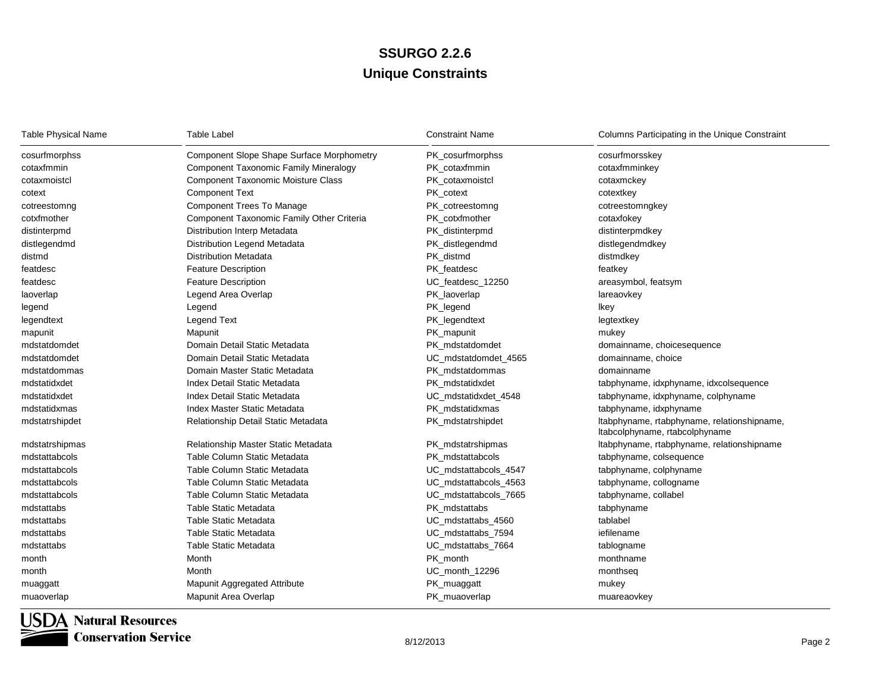# SSURGO 2.2.6

## Unique Constraints

| Table Physical Name | Table Label | Constraint Name | Columns Participating in the Unique Constraint |
|---|---|---|---|
| cosurfmorphss | Component Slope Shape Surface Morphometry | PK_cosurfmorphss | cosurfmorsskey |
| cotaxfmmin | Component Taxonomic Family Mineralogy | PK_cotaxfmmin | cotaxfmminkey |
| cotaxmoistcl | Component Taxonomic Moisture Class | PK_cotaxmoistcl | cotaxmckey |
| cotext | Component Text | PK_cotext | cotextkey |
| cotreestomng | Component Trees To Manage | PK_cotreestomng | cotreestomngkey |
| cotxfmother | Component Taxonomic Family Other Criteria | PK_cotxfmother | cotaxfokey |
| distinterpmd | Distribution Interp Metadata | PK_distinterpmd | distinterpmdkey |
| distlegendmd | Distribution Legend Metadata | PK_distlegendmd | distlegendmdkey |
| distmd | Distribution Metadata | PK_distmd | distmdkey |
| featdesc | Feature Description | PK_featdesc | featkey |
| featdesc | Feature Description | UC_featdesc_12250 | areasymbol, featsym |
| laoverlap | Legend Area Overlap | PK_laoverlap | lareaovkey |
| legend | Legend | PK_legend | lkey |
| legendtext | Legend Text | PK_legendtext | legtextkey |
| mapunit | Mapunit | PK_mapunit | mukey |
| mdstatdomdet | Domain Detail Static Metadata | PK_mdstatdomdet | domainname, choicesequence |
| mdstatdomdet | Domain Detail Static Metadata | UC_mdstatdomdet_4565 | domainname, choice |
| mdstatdommas | Domain Master Static Metadata | PK_mdstatdommas | domainname |
| mdstatidxdet | Index Detail Static Metadata | PK_mdstatidxdet | tabphyname, idxphyname, idxcolsequence |
| mdstatidxdet | Index Detail Static Metadata | UC_mdstatidxdet_4548 | tabphyname, idxphyname, colphyname |
| mdstatidxmas | Index Master Static Metadata | PK_mdstatidxmas | tabphyname, idxphyname |
| mdstatrshipdet | Relationship Detail Static Metadata | PK_mdstatrshipdet | ltabphyname, rtabphyname, relationshipname, ltabcolphyname, rtabcolphyname |
| mdstatrshipmas | Relationship Master Static Metadata | PK_mdstatrshipmas | ltabphyname, rtabphyname, relationshipname |
| mdstattabcols | Table Column Static Metadata | PK_mdstattabcols | tabphyname, colsequence |
| mdstattabcols | Table Column Static Metadata | UC_mdstattabcols_4547 | tabphyname, colphyname |
| mdstattabcols | Table Column Static Metadata | UC_mdstattabcols_4563 | tabphyname, collogname |
| mdstattabcols | Table Column Static Metadata | UC_mdstattabcols_7665 | tabphyname, collabel |
| mdstattabs | Table Static Metadata | PK_mdstattabs | tabphyname |
| mdstattabs | Table Static Metadata | UC_mdstattabs_4560 | tablabel |
| mdstattabs | Table Static Metadata | UC_mdstattabs_7594 | iefilename |
| mdstattabs | Table Static Metadata | UC_mdstattabs_7664 | tablogname |
| month | Month | PK_month | monthname |
| month | Month | UC_month_12296 | monthseq |
| muaggatt | Mapunit Aggregated Attribute | PK_muaggatt | mukey |
| muaoverlap | Mapunit Area Overlap | PK_muaoverlap | muareaovkey |

8/12/2013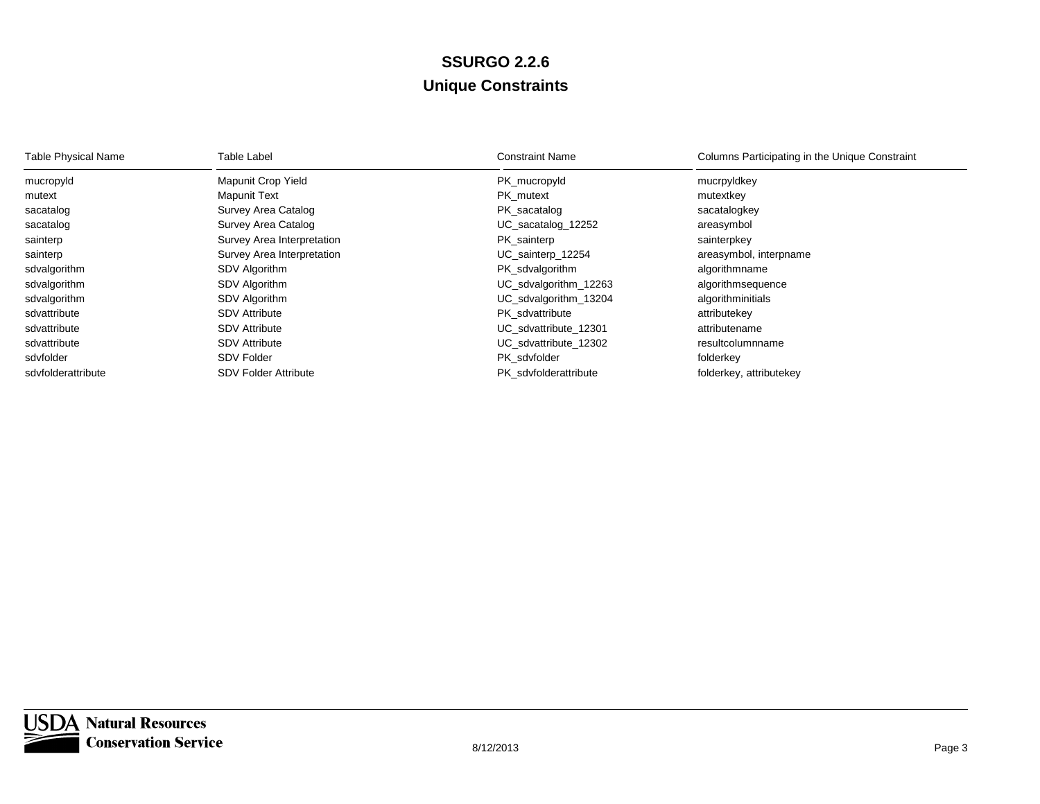# SSURGO 2.2.6

## Unique Constraints

| Table Physical Name | Table Label | Constraint Name | Columns Participating in the Unique Constraint |
|---|---|---|---|
| mucropyld | Mapunit Crop Yield | PK_mucropyld | mucrpyldkey |
| mutext | Mapunit Text | PK_mutext | mutextkey |
| sacatalog | Survey Area Catalog | PK_sacatalog | sacatalogkey |
| sacatalog | Survey Area Catalog | UC_sacatalog_12252 | areasymbol |
| sainterp | Survey Area Interpretation | PK_sainterp | sainterpkey |
| sainterp | Survey Area Interpretation | UC_sainterp_12254 | areasymbol, interpname |
| sdvalgorithm | SDV Algorithm | PK_sdvalgorithm | algorithmname |
| sdvalgorithm | SDV Algorithm | UC_sdvalgorithm_12263 | algorithmsequence |
| sdvalgorithm | SDV Algorithm | UC_sdvalgorithm_13204 | algorithminitials |
| sdvattribute | SDV Attribute | PK_sdvattribute | attributekey |
| sdvattribute | SDV Attribute | UC_sdvattribute_12301 | attributename |
| sdvattribute | SDV Attribute | UC_sdvattribute_12302 | resultcolumnname |
| sdvfolder | SDV Folder | PK_sdvfolder | folderkey |
| sdvfolderattribute | SDV Folder Attribute | PK_sdvfolderattribute | folderkey, attributekey |

USDA Natural Resources Conservation Service

8/12/2013